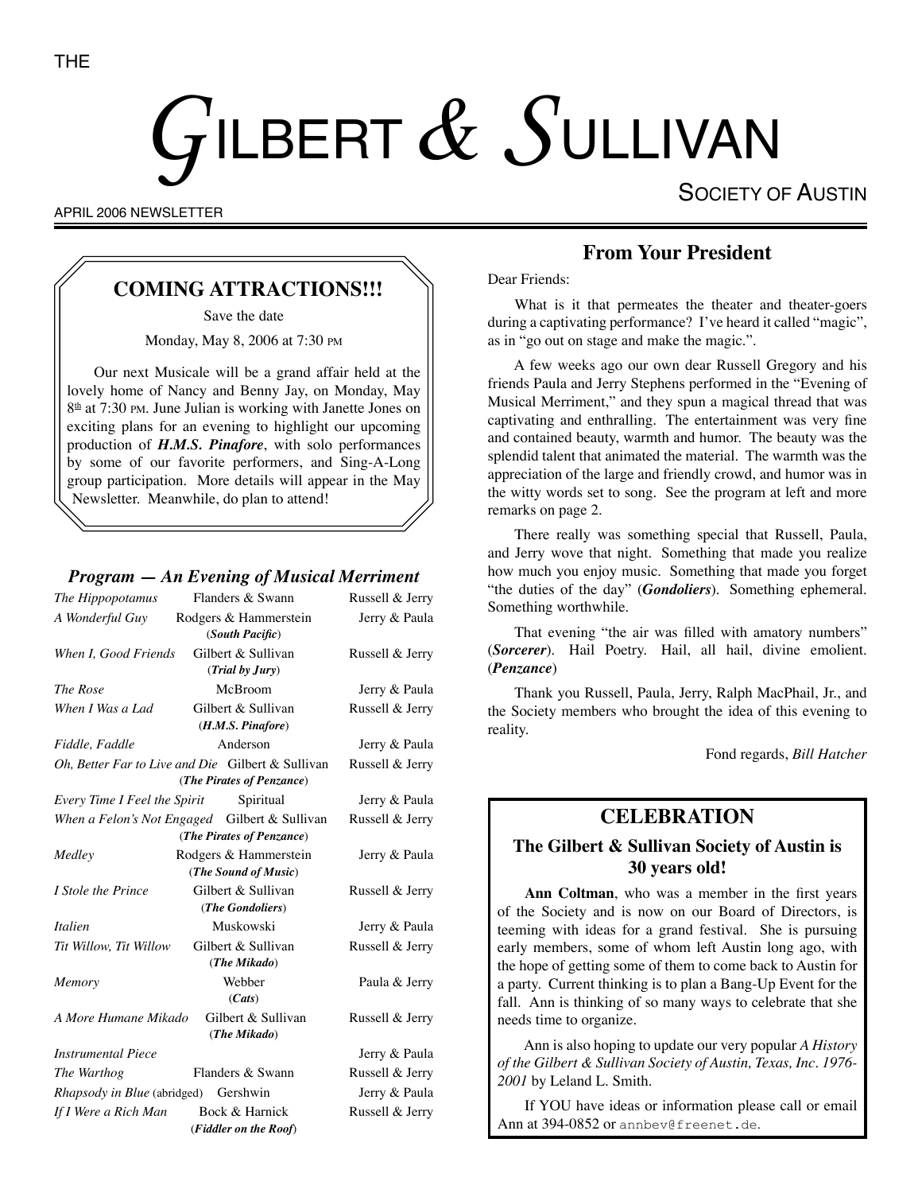THE

# GILBERT & SULLIVAN

SOCIETY OF AUSTIN

APRIL 2006 NEWSLETTER

## COMING ATTRACTIONS!!!

Save the date

Monday, May 8, 2006 at 7:30 PM

Our next Musicale will be a grand affair held at the lovely home of Nancy and Benny Jay, on Monday, May 8th at 7:30 PM. June Julian is working with Janette Jones on exciting plans for an evening to highlight our upcoming production of ***H.M.S. Pinafore***, with solo performances by some of our favorite performers, and Sing-A-Long group participation. More details will appear in the May Newsletter. Meanwhile, do plan to attend!

### *Program — An Evening of Musical Merriment*

| | | |
|---|---|---|
| *The Hippopotamus* | Flanders & Swann | Russell & Jerry |
| *A Wonderful Guy* | Rodgers & Hammerstein (***South Pacific***) | Jerry & Paula |
| *When I, Good Friends* | Gilbert & Sullivan (***Trial by Jury***) | Russell & Jerry |
| *The Rose* | McBroom | Jerry & Paula |
| *When I Was a Lad* | Gilbert & Sullivan (***H.M.S. Pinafore***) | Russell & Jerry |
| *Fiddle, Faddle* | Anderson | Jerry & Paula |
| *Oh, Better Far to Live and Die* | Gilbert & Sullivan (***The Pirates of Penzance***) | Russell & Jerry |
| *Every Time I Feel the Spirit* | Spiritual | Jerry & Paula |
| *When a Felon's Not Engaged* | Gilbert & Sullivan (***The Pirates of Penzance***) | Russell & Jerry |
| *Medley* | Rodgers & Hammerstein (***The Sound of Music***) | Jerry & Paula |
| *I Stole the Prince* | Gilbert & Sullivan (***The Gondoliers***) | Russell & Jerry |
| *Italien* | Muskowski | Jerry & Paula |
| *Tit Willow, Tit Willow* | Gilbert & Sullivan (***The Mikado***) | Russell & Jerry |
| *Memory* | Webber (***Cats***) | Paula & Jerry |
| *A More Humane Mikado* | Gilbert & Sullivan (***The Mikado***) | Russell & Jerry |
| *Instrumental Piece* | | Jerry & Paula |
| *The Warthog* | Flanders & Swann | Russell & Jerry |
| *Rhapsody in Blue* (abridged) | Gershwin | Jerry & Paula |
| *If I Were a Rich Man* | Bock & Harnick (***Fiddler on the Roof***) | Russell & Jerry |

## From Your President

Dear Friends:

What is it that permeates the theater and theater-goers during a captivating performance? I've heard it called "magic", as in "go out on stage and make the magic.".

A few weeks ago our own dear Russell Gregory and his friends Paula and Jerry Stephens performed in the "Evening of Musical Merriment," and they spun a magical thread that was captivating and enthralling. The entertainment was very fine and contained beauty, warmth and humor. The beauty was the splendid talent that animated the material. The warmth was the appreciation of the large and friendly crowd, and humor was in the witty words set to song. See the program at left and more remarks on page 2.

There really was something special that Russell, Paula, and Jerry wove that night. Something that made you realize how much you enjoy music. Something that made you forget "the duties of the day" (***Gondoliers***). Something ephemeral. Something worthwhile.

That evening "the air was filled with amatory numbers" (***Sorcerer***). Hail Poetry. Hail, all hail, divine emolient. (***Penzance***)

Thank you Russell, Paula, Jerry, Ralph MacPhail, Jr., and the Society members who brought the idea of this evening to reality.

Fond regards, *Bill Hatcher*

## CELEBRATION

### The Gilbert & Sullivan Society of Austin is 30 years old!

**Ann Coltman**, who was a member in the first years of the Society and is now on our Board of Directors, is teeming with ideas for a grand festival. She is pursuing early members, some of whom left Austin long ago, with the hope of getting some of them to come back to Austin for a party. Current thinking is to plan a Bang-Up Event for the fall. Ann is thinking of so many ways to celebrate that she needs time to organize.

Ann is also hoping to update our very popular *A History of the Gilbert & Sullivan Society of Austin, Texas, Inc. 1976-2001* by Leland L. Smith.

If YOU have ideas or information please call or email Ann at 394-0852 or annbev@freenet.de.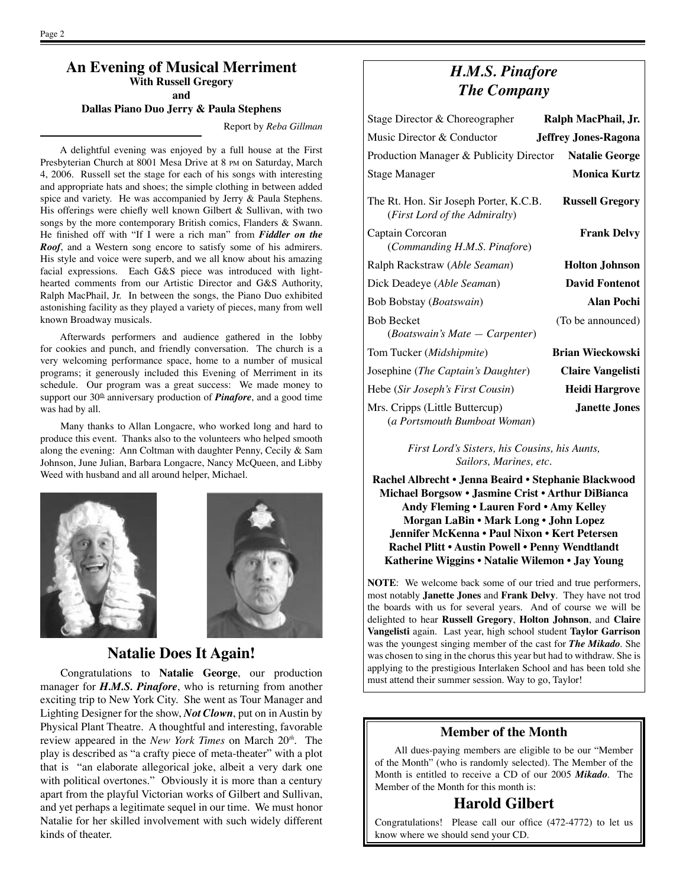## An Evening of Musical Merriment

**With Russell Gregory**
**and**
**Dallas Piano Duo Jerry & Paula Stephens**

Report by *Reba Gillman*

A delightful evening was enjoyed by a full house at the First Presbyterian Church at 8001 Mesa Drive at 8 PM on Saturday, March 4, 2006. Russell set the stage for each of his songs with interesting and appropriate hats and shoes; the simple clothing in between added spice and variety. He was accompanied by Jerry & Paula Stephens. His offerings were chiefly well known Gilbert & Sullivan, with two songs by the more contemporary British comics, Flanders & Swann. He finished off with "If I were a rich man" from ***Fiddler on the Roof***, and a Western song encore to satisfy some of his admirers. His style and voice were superb, and we all know about his amazing facial expressions. Each G&S piece was introduced with lighthearted comments from our Artistic Director and G&S Authority, Ralph MacPhail, Jr. In between the songs, the Piano Duo exhibited astonishing facility as they played a variety of pieces, many from well known Broadway musicals.

Afterwards performers and audience gathered in the lobby for cookies and punch, and friendly conversation. The church is a very welcoming performance space, home to a number of musical programs; it generously included this Evening of Merriment in its schedule. Our program was a great success: We made money to support our 30th anniversary production of ***Pinafore***, and a good time was had by all.

Many thanks to Allan Longacre, who worked long and hard to produce this event. Thanks also to the volunteers who helped smooth along the evening: Ann Coltman with daughter Penny, Cecily & Sam Johnson, June Julian, Barbara Longacre, Nancy McQueen, and Libby Weed with husband and all around helper, Michael.

## Natalie Does It Again!

Congratulations to **Natalie George**, our production manager for ***H.M.S. Pinafore***, who is returning from another exciting trip to New York City. She went as Tour Manager and Lighting Designer for the show, ***Not Clown***, put on in Austin by Physical Plant Theatre. A thoughtful and interesting, favorable review appeared in the *New York Times* on March 20th. The play is described as "a crafty piece of meta-theater" with a plot that is "an elaborate allegorical joke, albeit a very dark one with political overtones." Obviously it is more than a century apart from the playful Victorian works of Gilbert and Sullivan, and yet perhaps a legitimate sequel in our time. We must honor Natalie for her skilled involvement with such widely different kinds of theater.

## *H.M.S. Pinafore* *The Company*

| | |
|---|---|
| Stage Director & Choreographer | **Ralph MacPhail, Jr.** |
| Music Director & Conductor | **Jeffrey Jones-Ragona** |
| Production Manager & Publicity Director | **Natalie George** |
| Stage Manager | **Monica Kurtz** |
| The Rt. Hon. Sir Joseph Porter, K.C.B. (*First Lord of the Admiralty*) | **Russell Gregory** |
| Captain Corcoran (*Commanding H.M.S. Pinafore*) | **Frank Delvy** |
| Ralph Rackstraw (*Able Seaman*) | **Holton Johnson** |
| Dick Deadeye (*Able Seaman*) | **David Fontenot** |
| Bob Bobstay (*Boatswain*) | **Alan Pochi** |
| Bob Becket (*Boatswain's Mate — Carpenter*) | (To be announced) |
| Tom Tucker (*Midshipmite*) | **Brian Wieckowski** |
| Josephine (*The Captain's Daughter*) | **Claire Vangelisti** |
| Hebe (*Sir Joseph's First Cousin*) | **Heidi Hargrove** |
| Mrs. Cripps (Little Buttercup) (*a Portsmouth Bumboat Woman*) | **Janette Jones** |

*First Lord's Sisters, his Cousins, his Aunts, Sailors, Marines, etc.*

**Rachel Albrecht • Jenna Beaird • Stephanie Blackwood • Michael Borgsow • Jasmine Crist • Arthur DiBianca • Andy Fleming • Lauren Ford • Amy Kelley • Morgan LaBin • Mark Long • John Lopez • Jennifer McKenna • Paul Nixon • Kert Petersen • Rachel Plitt • Austin Powell • Penny Wendtlandt • Katherine Wiggins • Natalie Wilemon • Jay Young**

**NOTE**: We welcome back some of our tried and true performers, most notably **Janette Jones** and **Frank Delvy**. They have not trod the boards with us for several years. And of course we will be delighted to hear **Russell Gregory**, **Holton Johnson**, and **Claire Vangelisti** again. Last year, high school student **Taylor Garrison** was the youngest singing member of the cast for ***The Mikado***. She was chosen to sing in the chorus this year but had to withdraw. She is applying to the prestigious Interlaken School and has been told she must attend their summer session. Way to go, Taylor!

### Member of the Month

All dues-paying members are eligible to be our "Member of the Month" (who is randomly selected). The Member of the Month is entitled to receive a CD of our 2005 ***Mikado***. The Member of the Month for this month is:

## Harold Gilbert

Congratulations! Please call our office (472-4772) to let us know where we should send your CD.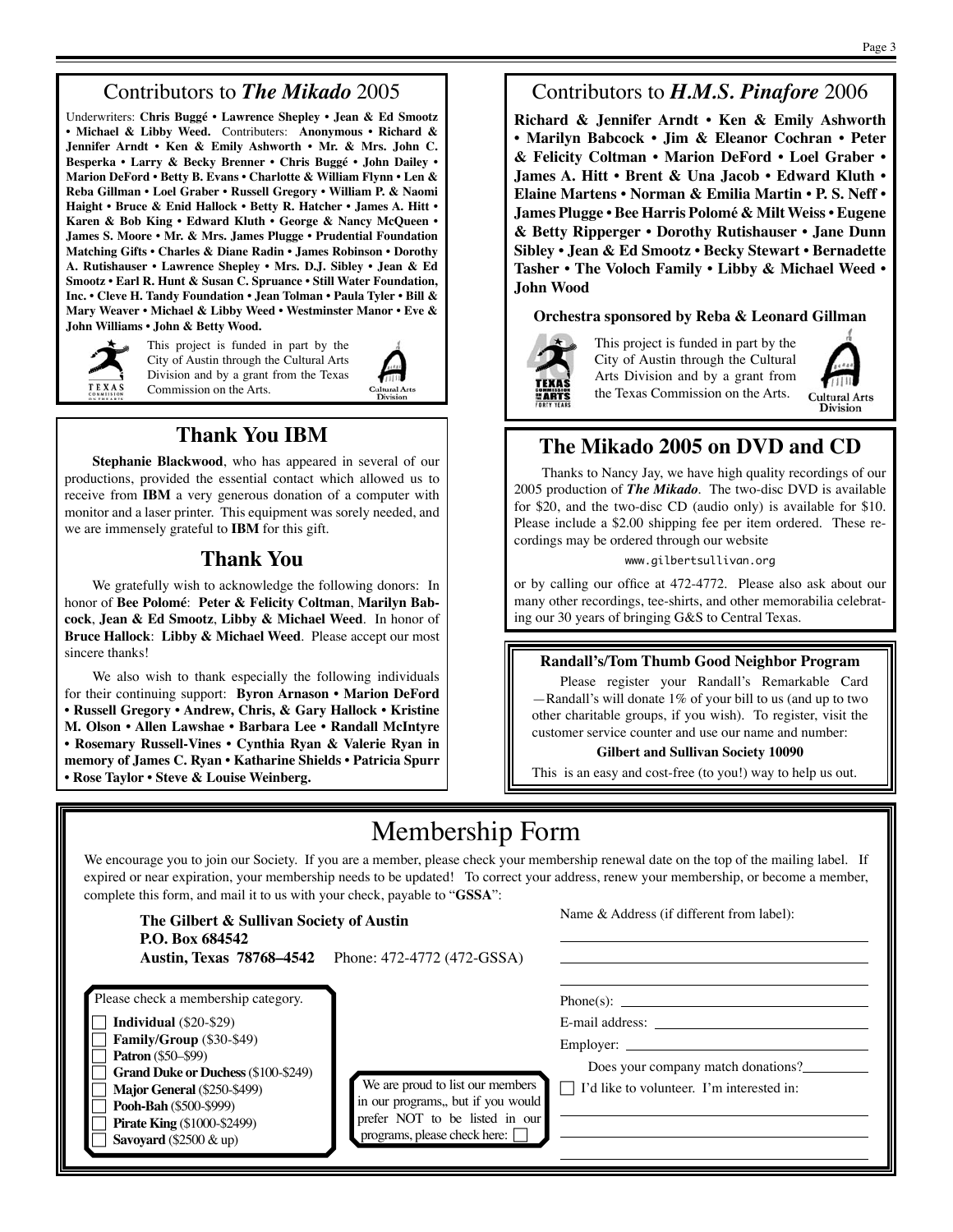## Contributors to *The Mikado* 2005

Underwriters: **Chris Buggé • Lawrence Shepley • Jean & Ed Smootz • Michael & Libby Weed.** Contributers: **Anonymous • Richard & Jennifer Arndt • Ken & Emily Ashworth • Mr. & Mrs. John C. Besperka • Larry & Becky Brenner • Chris Buggé • John Dailey • Marion DeFord • Betty B. Evans • Charlotte & William Flynn • Len & Reba Gillman • Loel Graber • Russell Gregory • William P. & Naomi Haight • Bruce & Enid Hallock • Betty R. Hatcher • James A. Hitt • Karen & Bob King • Edward Kluth • George & Nancy McQueen • James S. Moore • Mr. & Mrs. James Plugge • Prudential Foundation Matching Gifts • Charles & Diane Radin • James Robinson • Dorothy A. Rutishauser • Lawrence Shepley • Mrs. D.J. Sibley • Jean & Ed Smootz • Earl R. Hunt & Susan C. Spruance • Still Water Foundation, Inc. • Cleve H. Tandy Foundation • Jean Tolman • Paula Tyler • Bill & Mary Weaver • Michael & Libby Weed • Westminster Manor • Eve & John Williams • John & Betty Wood.**

TEXAS COMMISSION ON THE ARTS

This project is funded in part by the City of Austin through the Cultural Arts Division and by a grant from the Texas Commission on the Arts.

Cultural Arts Division

## Thank You IBM

**Stephanie Blackwood**, who has appeared in several of our productions, provided the essential contact which allowed us to receive from **IBM** a very generous donation of a computer with monitor and a laser printer. This equipment was sorely needed, and we are immensely grateful to **IBM** for this gift.

## Thank You

We gratefully wish to acknowledge the following donors: In honor of **Bee Polomé**: **Peter & Felicity Coltman**, **Marilyn Babcock**, **Jean & Ed Smootz**, **Libby & Michael Weed**. In honor of **Bruce Hallock**: **Libby & Michael Weed**. Please accept our most sincere thanks!

We also wish to thank especially the following individuals for their continuing support: **Byron Arnason • Marion DeFord • Russell Gregory • Andrew, Chris, & Gary Hallock • Kristine M. Olson • Allen Lawshae • Barbara Lee • Randall McIntyre • Rosemary Russell-Vines • Cynthia Ryan & Valerie Ryan in memory of James C. Ryan • Katharine Shields • Patricia Spurr • Rose Taylor • Steve & Louise Weinberg.**

## Contributors to *H.M.S. Pinafore* 2006

**Richard & Jennifer Arndt • Ken & Emily Ashworth • Marilyn Babcock • Jim & Eleanor Cochran • Peter & Felicity Coltman • Marion DeFord • Loel Graber • James A. Hitt • Brent & Una Jacob • Edward Kluth • Elaine Martens • Norman & Emilia Martin • P. S. Neff • James Plugge • Bee Harris Polomé & Milt Weiss • Eugene & Betty Ripperger • Dorothy Rutishauser • Jane Dunn Sibley • Jean & Ed Smootz • Becky Stewart • Bernadette Tasher • The Voloch Family • Libby & Michael Weed • John Wood**

**Orchestra sponsored by Reba & Leonard Gillman**

40 TEXAS COMMISSION ON THE ARTS FORTY YEARS

This project is funded in part by the City of Austin through the Cultural Arts Division and by a grant from the Texas Commission on the Arts.

Cultural Arts Division

## The Mikado 2005 on DVD and CD

Thanks to Nancy Jay, we have high quality recordings of our 2005 production of ***The Mikado***. The two-disc DVD is available for $20, and the two-disc CD (audio only) is available for $10. Please include a $2.00 shipping fee per item ordered. These recordings may be ordered through our website

www.gilbertsullivan.org

or by calling our office at 472-4772. Please also ask about our many other recordings, tee-shirts, and other memorabilia celebrating our 30 years of bringing G&S to Central Texas.

### Randall's/Tom Thumb Good Neighbor Program

Please register your Randall's Remarkable Card—Randall's will donate 1% of your bill to us (and up to two other charitable groups, if you wish). To register, visit the customer service counter and use our name and number:

**Gilbert and Sullivan Society 10090**

This is an easy and cost-free (to you!) way to help us out.

# Membership Form

We encourage you to join our Society. If you are a member, please check your membership renewal date on the top of the mailing label. If expired or near expiration, your membership needs to be updated! To correct your address, renew your membership, or become a member, complete this form, and mail it to us with your check, payable to "**GSSA**":

**The Gilbert & Sullivan Society of Austin**
**P.O. Box 684542**
**Austin, Texas 78768–4542** Phone: 472-4772 (472-GSSA)

Please check a membership category.

- ☐ **Individual** ($20-$29)
- ☐ **Family/Group** ($30-$49)
- ☐ **Patron** ($50–$99)
- ☐ **Grand Duke or Duchess** ($100-$249)
- ☐ **Major General** ($250-$499)
- ☐ **Pooh-Bah** ($500-$999)
- ☐ **Pirate King** ($1000-$2499)
- ☐ **Savoyard** ($2500 & up)

We are proud to list our members in our programs,, but if you would prefer NOT to be listed in our programs, please check here: ☐

Name & Address (if different from label):

______________________________

______________________________

______________________________

Phone(s): ______________________________

E-mail address: ______________________________

Employer: ______________________________

Does your company match donations? __________

☐ I'd like to volunteer. I'm interested in:

______________________________

______________________________

______________________________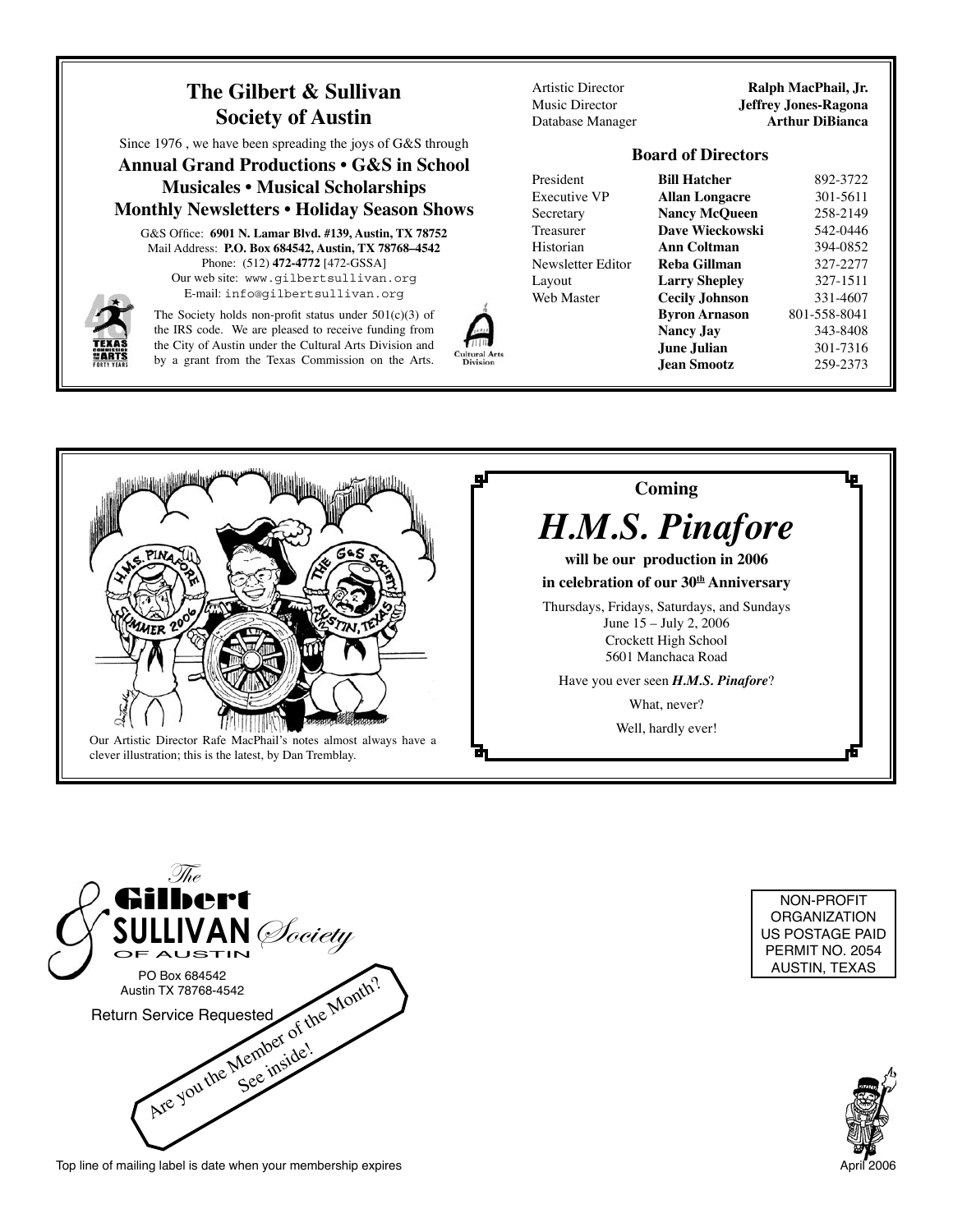## The Gilbert & Sullivan Society of Austin

Since 1976 , we have been spreading the joys of G&S through

**Annual Grand Productions • G&S in School Musicales • Musical Scholarships Monthly Newsletters • Holiday Season Shows**

G&S Office: **6901 N. Lamar Blvd. #139, Austin, TX 78752**
Mail Address: **P.O. Box 684542, Austin, TX 78768–4542**
Phone: (512) **472-4772** [472-GSSA]
Our web site: www.gilbertsullivan.org
E-mail: info@gilbertsullivan.org

The Society holds non-profit status under 501(c)(3) of the IRS code. We are pleased to receive funding from the City of Austin under the Cultural Arts Division and by a grant from the Texas Commission on the Arts.

| | |
|---|---|
| Artistic Director | **Ralph MacPhail, Jr.** |
| Music Director | **Jeffrey Jones-Ragona** |
| Database Manager | **Arthur DiBianca** |

### Board of Directors

| | | |
|---|---|---|
| President | **Bill Hatcher** | 892-3722 |
| Executive VP | **Allan Longacre** | 301-5611 |
| Secretary | **Nancy McQueen** | 258-2149 |
| Treasurer | **Dave Wieckowski** | 542-0446 |
| Historian | **Ann Coltman** | 394-0852 |
| Newsletter Editor | **Reba Gillman** | 327-2277 |
| Layout | **Larry Shepley** | 327-1511 |
| Web Master | **Cecily Johnson** | 331-4607 |
| | **Byron Arnason** | 801-558-8041 |
| | **Nancy Jay** | 343-8408 |
| | **June Julian** | 301-7316 |
| | **Jean Smootz** | 259-2373 |

Our Artistic Director Rafe MacPhail's notes almost always have a clever illustration; this is the latest, by Dan Tremblay.

**Coming**

# *H.M.S. Pinafore*

**will be our production in 2006**

**in celebration of our 30th Anniversary**

Thursdays, Fridays, Saturdays, and Sundays
June 15 – July 2, 2006
Crockett High School
5601 Manchaca Road

Have you ever seen ***H.M.S. Pinafore***?

What, never?

Well, hardly ever!

The Gilbert & Sullivan Society of Austin
PO Box 684542
Austin TX 78768-4542

Return Service Requested

Are you the Member of the Month? See inside!

NON-PROFIT ORGANIZATION
US POSTAGE PAID
PERMIT NO. 2054
AUSTIN, TEXAS

Top line of mailing label is date when your membership expires

April 2006